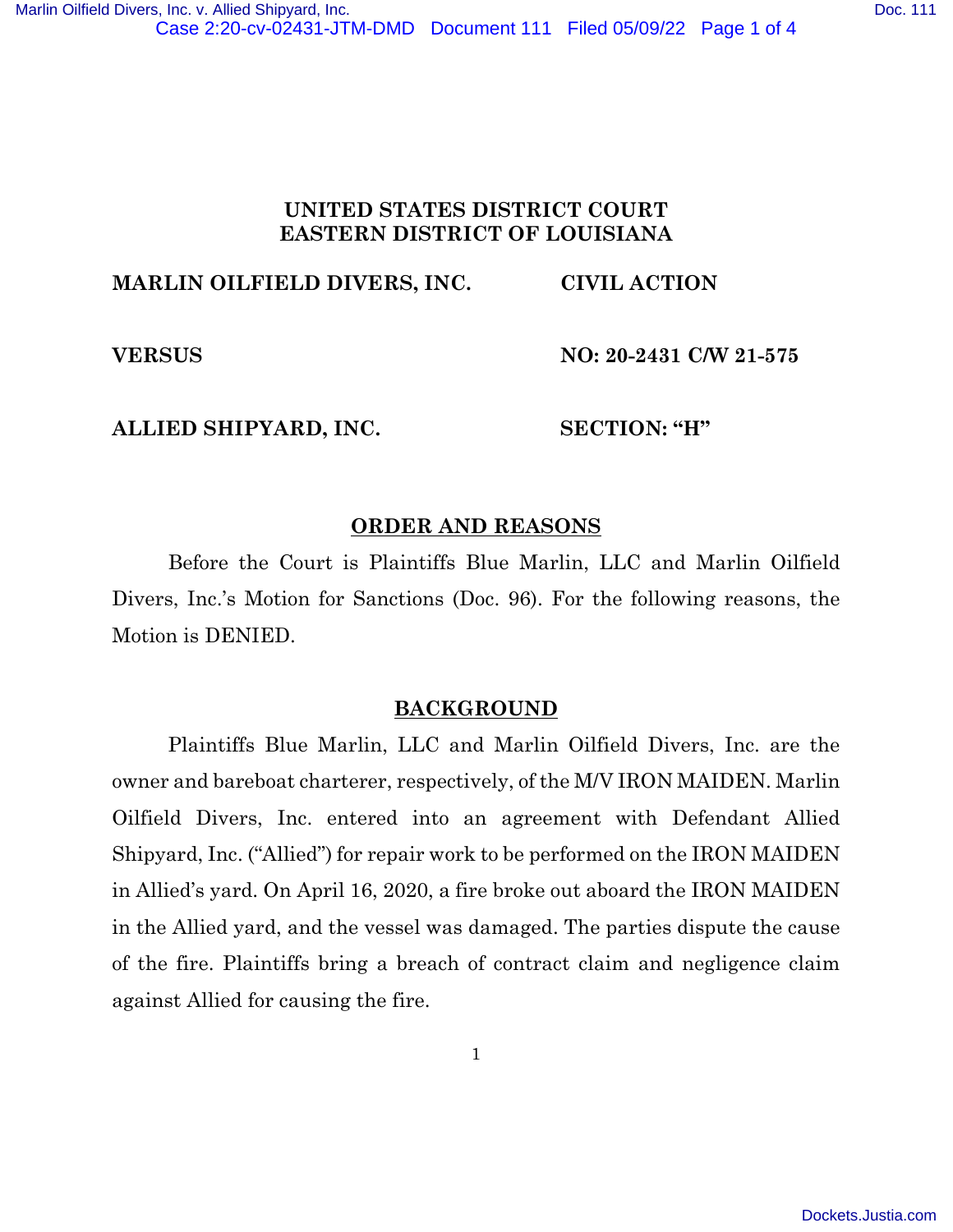**UNITED STATES DISTRICT COURT**
**EASTERN DISTRICT OF LOUISIANA**

| | |
|---|---|
| **MARLIN OILFIELD DIVERS, INC.** | **CIVIL ACTION** |
| **VERSUS** | **NO: 20-2431 C/W 21-575** |
| **ALLIED SHIPYARD, INC.** | **SECTION: "H"** |

## ORDER AND REASONS

Before the Court is Plaintiffs Blue Marlin, LLC and Marlin Oilfield Divers, Inc.'s Motion for Sanctions (Doc. 96). For the following reasons, the Motion is DENIED.

## BACKGROUND

Plaintiffs Blue Marlin, LLC and Marlin Oilfield Divers, Inc. are the owner and bareboat charterer, respectively, of the M/V IRON MAIDEN. Marlin Oilfield Divers, Inc. entered into an agreement with Defendant Allied Shipyard, Inc. ("Allied") for repair work to be performed on the IRON MAIDEN in Allied's yard. On April 16, 2020, a fire broke out aboard the IRON MAIDEN in the Allied yard, and the vessel was damaged. The parties dispute the cause of the fire. Plaintiffs bring a breach of contract claim and negligence claim against Allied for causing the fire.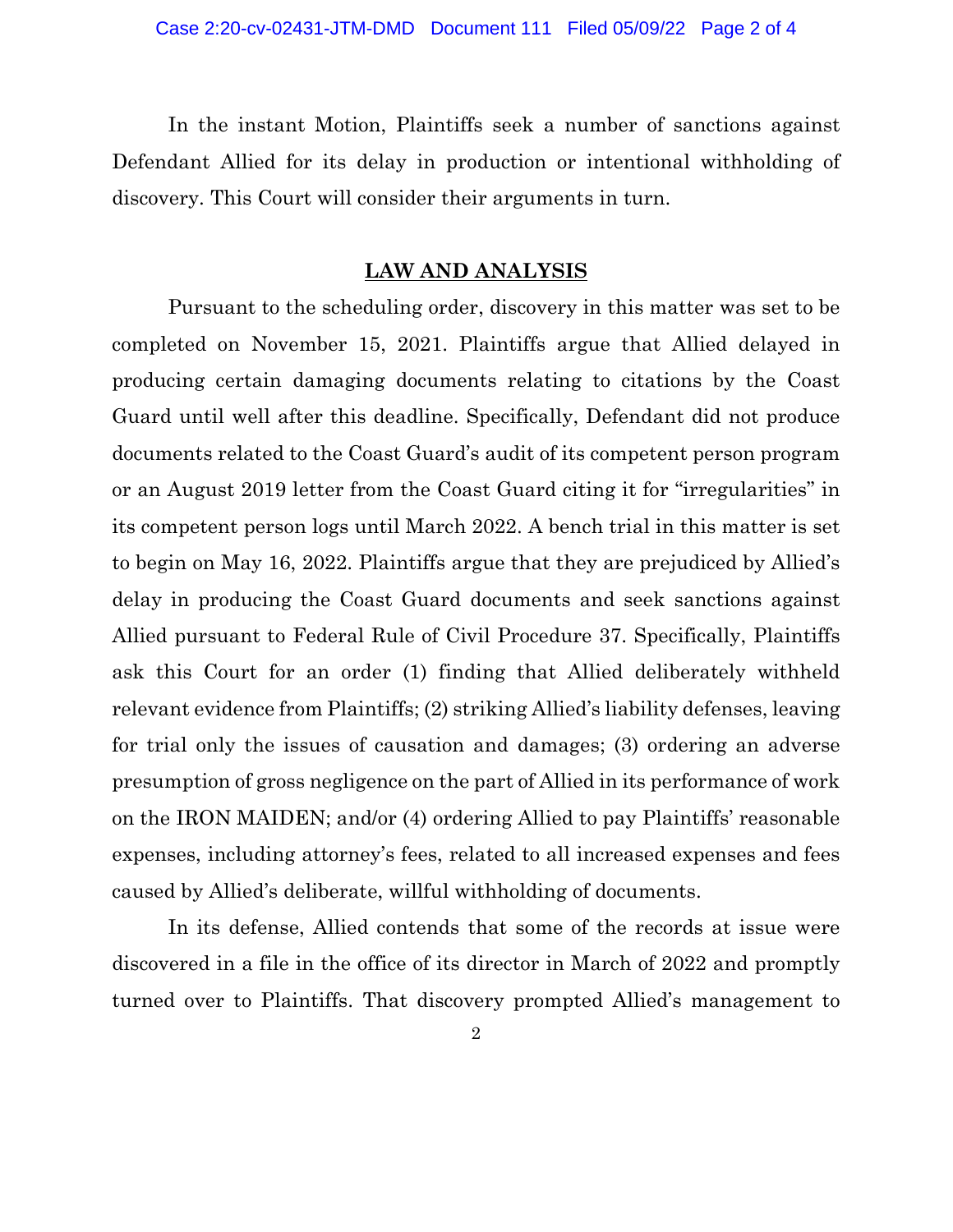In the instant Motion, Plaintiffs seek a number of sanctions against Defendant Allied for its delay in production or intentional withholding of discovery. This Court will consider their arguments in turn.

## LAW AND ANALYSIS

Pursuant to the scheduling order, discovery in this matter was set to be completed on November 15, 2021. Plaintiffs argue that Allied delayed in producing certain damaging documents relating to citations by the Coast Guard until well after this deadline. Specifically, Defendant did not produce documents related to the Coast Guard's audit of its competent person program or an August 2019 letter from the Coast Guard citing it for "irregularities" in its competent person logs until March 2022. A bench trial in this matter is set to begin on May 16, 2022. Plaintiffs argue that they are prejudiced by Allied's delay in producing the Coast Guard documents and seek sanctions against Allied pursuant to Federal Rule of Civil Procedure 37. Specifically, Plaintiffs ask this Court for an order (1) finding that Allied deliberately withheld relevant evidence from Plaintiffs; (2) striking Allied's liability defenses, leaving for trial only the issues of causation and damages; (3) ordering an adverse presumption of gross negligence on the part of Allied in its performance of work on the IRON MAIDEN; and/or (4) ordering Allied to pay Plaintiffs' reasonable expenses, including attorney's fees, related to all increased expenses and fees caused by Allied's deliberate, willful withholding of documents.

In its defense, Allied contends that some of the records at issue were discovered in a file in the office of its director in March of 2022 and promptly turned over to Plaintiffs. That discovery prompted Allied's management to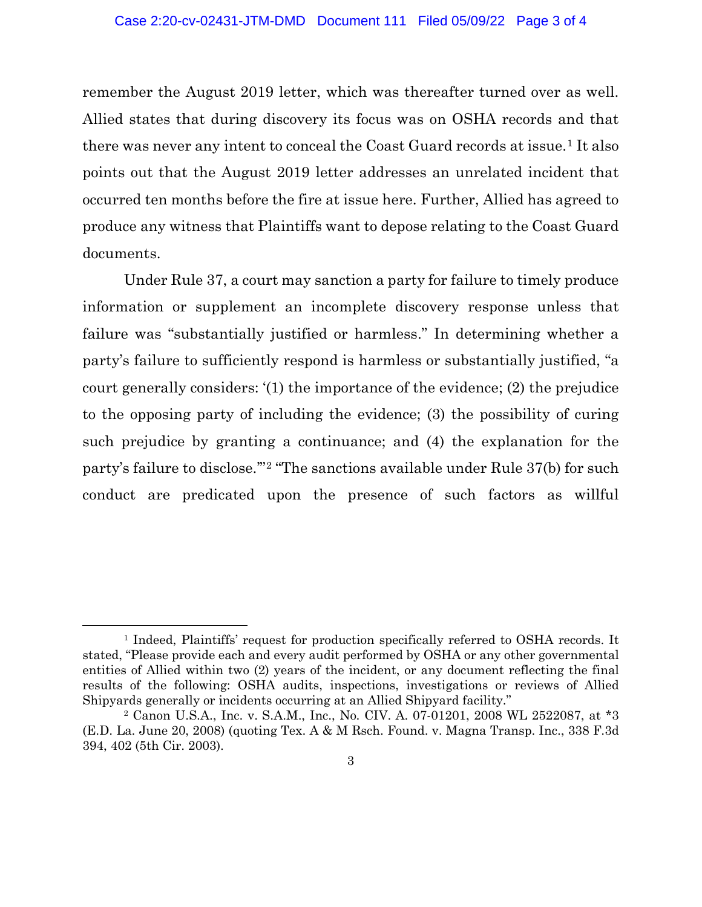remember the August 2019 letter, which was thereafter turned over as well. Allied states that during discovery its focus was on OSHA records and that there was never any intent to conceal the Coast Guard records at issue.[1] It also points out that the August 2019 letter addresses an unrelated incident that occurred ten months before the fire at issue here. Further, Allied has agreed to produce any witness that Plaintiffs want to depose relating to the Coast Guard documents.

Under Rule 37, a court may sanction a party for failure to timely produce information or supplement an incomplete discovery response unless that failure was "substantially justified or harmless." In determining whether a party's failure to sufficiently respond is harmless or substantially justified, "a court generally considers: '(1) the importance of the evidence; (2) the prejudice to the opposing party of including the evidence; (3) the possibility of curing such prejudice by granting a continuance; and (4) the explanation for the party's failure to disclose.'"[2] "The sanctions available under Rule 37(b) for such conduct are predicated upon the presence of such factors as willful

---

[1] Indeed, Plaintiffs' request for production specifically referred to OSHA records. It stated, "Please provide each and every audit performed by OSHA or any other governmental entities of Allied within two (2) years of the incident, or any document reflecting the final results of the following: OSHA audits, inspections, investigations or reviews of Allied Shipyards generally or incidents occurring at an Allied Shipyard facility."

[2] Canon U.S.A., Inc. v. S.A.M., Inc., No. CIV. A. 07-01201, 2008 WL 2522087, at *3 (E.D. La. June 20, 2008) (quoting Tex. A & M Rsch. Found. v. Magna Transp. Inc., 338 F.3d 394, 402 (5th Cir. 2003).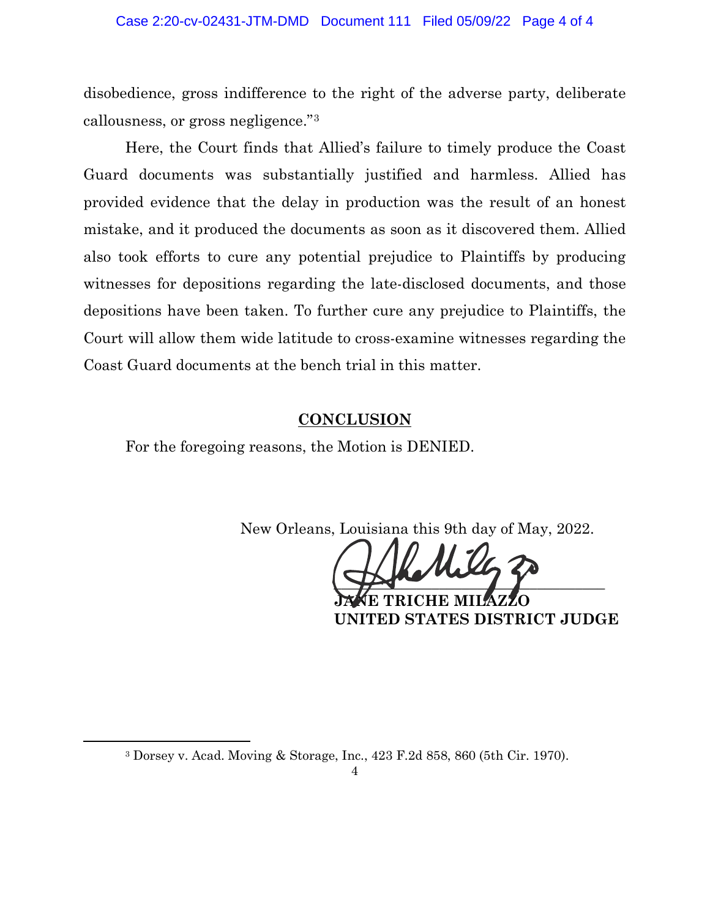disobedience, gross indifference to the right of the adverse party, deliberate callousness, or gross negligence."[3]

Here, the Court finds that Allied's failure to timely produce the Coast Guard documents was substantially justified and harmless. Allied has provided evidence that the delay in production was the result of an honest mistake, and it produced the documents as soon as it discovered them. Allied also took efforts to cure any potential prejudice to Plaintiffs by producing witnesses for depositions regarding the late-disclosed documents, and those depositions have been taken. To further cure any prejudice to Plaintiffs, the Court will allow them wide latitude to cross-examine witnesses regarding the Coast Guard documents at the bench trial in this matter.

## CONCLUSION

For the foregoing reasons, the Motion is DENIED.

New Orleans, Louisiana this 9th day of May, 2022.

**JANE TRICHE MILAZZO**
**UNITED STATES DISTRICT JUDGE**

[3] Dorsey v. Acad. Moving & Storage, Inc., 423 F.2d 858, 860 (5th Cir. 1970).